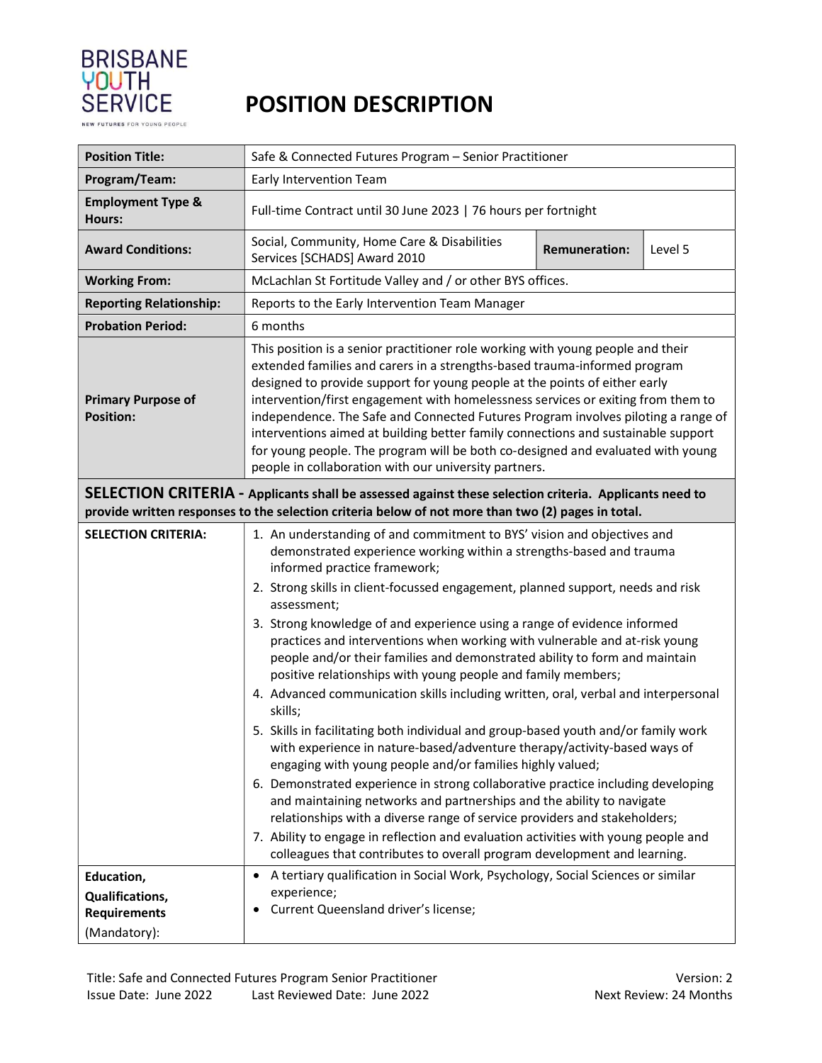BRISBANE YOUTH SERVICE

NEW FUTURES FOR YOUNG PEOPLE

# POSITION DESCRIPTION

| | | | |
|---|---|---|---|
| **Position Title:** | Safe & Connected Futures Program – Senior Practitioner | | |
| **Program/Team:** | Early Intervention Team | | |
| **Employment Type & Hours:** | Full-time Contract until 30 June 2023 \| 76 hours per fortnight | | |
| **Award Conditions:** | Social, Community, Home Care & Disabilities Services [SCHADS] Award 2010 | **Remuneration:** | Level 5 |
| **Working From:** | McLachlan St Fortitude Valley and / or other BYS offices. | | |
| **Reporting Relationship:** | Reports to the Early Intervention Team Manager | | |
| **Probation Period:** | 6 months | | |
| **Primary Purpose of Position:** | This position is a senior practitioner role working with young people and their extended families and carers in a strengths-based trauma-informed program designed to provide support for young people at the points of either early intervention/first engagement with homelessness services or exiting from them to independence. The Safe and Connected Futures Program involves piloting a range of interventions aimed at building better family connections and sustainable support for young people. The program will be both co-designed and evaluated with young people in collaboration with our university partners. | | |

## SELECTION CRITERIA - Applicants shall be assessed against these selection criteria. Applicants need to provide written responses to the selection criteria below of not more than two (2) pages in total.

| | |
|---|---|
| **SELECTION CRITERIA:** | 1. An understanding of and commitment to BYS' vision and objectives and demonstrated experience working within a strengths-based and trauma informed practice framework;<br>2. Strong skills in client-focussed engagement, planned support, needs and risk assessment;<br>3. Strong knowledge of and experience using a range of evidence informed practices and interventions when working with vulnerable and at-risk young people and/or their families and demonstrated ability to form and maintain positive relationships with young people and family members;<br>4. Advanced communication skills including written, oral, verbal and interpersonal skills;<br>5. Skills in facilitating both individual and group-based youth and/or family work with experience in nature-based/adventure therapy/activity-based ways of engaging with young people and/or families highly valued;<br>6. Demonstrated experience in strong collaborative practice including developing and maintaining networks and partnerships and the ability to navigate relationships with a diverse range of service providers and stakeholders;<br>7. Ability to engage in reflection and evaluation activities with young people and colleagues that contributes to overall program development and learning. |
| **Education, Qualifications, Requirements** (Mandatory): | • A tertiary qualification in Social Work, Psychology, Social Sciences or similar experience;<br>• Current Queensland driver's license; |

Title: Safe and Connected Futures Program Senior Practitioner
Issue Date: June 2022 Last Reviewed Date: June 2022
Version: 2
Next Review: 24 Months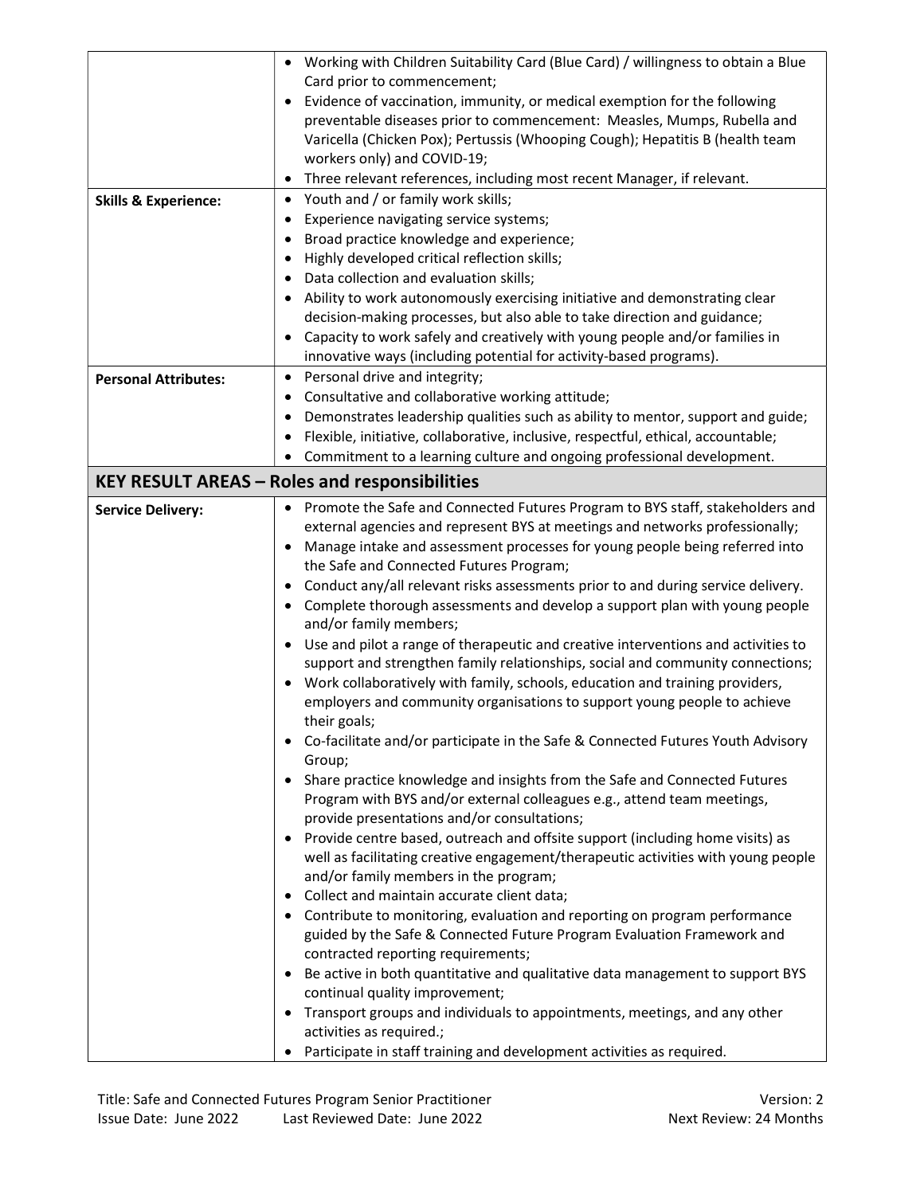| | |
|---|---|
| | • Working with Children Suitability Card (Blue Card) / willingness to obtain a Blue Card prior to commencement;<br>• Evidence of vaccination, immunity, or medical exemption for the following preventable diseases prior to commencement: Measles, Mumps, Rubella and Varicella (Chicken Pox); Pertussis (Whooping Cough); Hepatitis B (health team workers only) and COVID-19;<br>• Three relevant references, including most recent Manager, if relevant. |
| **Skills & Experience:** | • Youth and / or family work skills;<br>• Experience navigating service systems;<br>• Broad practice knowledge and experience;<br>• Highly developed critical reflection skills;<br>• Data collection and evaluation skills;<br>• Ability to work autonomously exercising initiative and demonstrating clear decision-making processes, but also able to take direction and guidance;<br>• Capacity to work safely and creatively with young people and/or families in innovative ways (including potential for activity-based programs). |
| **Personal Attributes:** | • Personal drive and integrity;<br>• Consultative and collaborative working attitude;<br>• Demonstrates leadership qualities such as ability to mentor, support and guide;<br>• Flexible, initiative, collaborative, inclusive, respectful, ethical, accountable;<br>• Commitment to a learning culture and ongoing professional development. |

## KEY RESULT AREAS – Roles and responsibilities

| | |
|---|---|
| **Service Delivery:** | • Promote the Safe and Connected Futures Program to BYS staff, stakeholders and external agencies and represent BYS at meetings and networks professionally;<br>• Manage intake and assessment processes for young people being referred into the Safe and Connected Futures Program;<br>• Conduct any/all relevant risks assessments prior to and during service delivery.<br>• Complete thorough assessments and develop a support plan with young people and/or family members;<br>• Use and pilot a range of therapeutic and creative interventions and activities to support and strengthen family relationships, social and community connections;<br>• Work collaboratively with family, schools, education and training providers, employers and community organisations to support young people to achieve their goals;<br>• Co-facilitate and/or participate in the Safe & Connected Futures Youth Advisory Group;<br>• Share practice knowledge and insights from the Safe and Connected Futures Program with BYS and/or external colleagues e.g., attend team meetings, provide presentations and/or consultations;<br>• Provide centre based, outreach and offsite support (including home visits) as well as facilitating creative engagement/therapeutic activities with young people and/or family members in the program;<br>• Collect and maintain accurate client data;<br>• Contribute to monitoring, evaluation and reporting on program performance guided by the Safe & Connected Future Program Evaluation Framework and contracted reporting requirements;<br>• Be active in both quantitative and qualitative data management to support BYS continual quality improvement;<br>• Transport groups and individuals to appointments, meetings, and any other activities as required.;<br>• Participate in staff training and development activities as required. |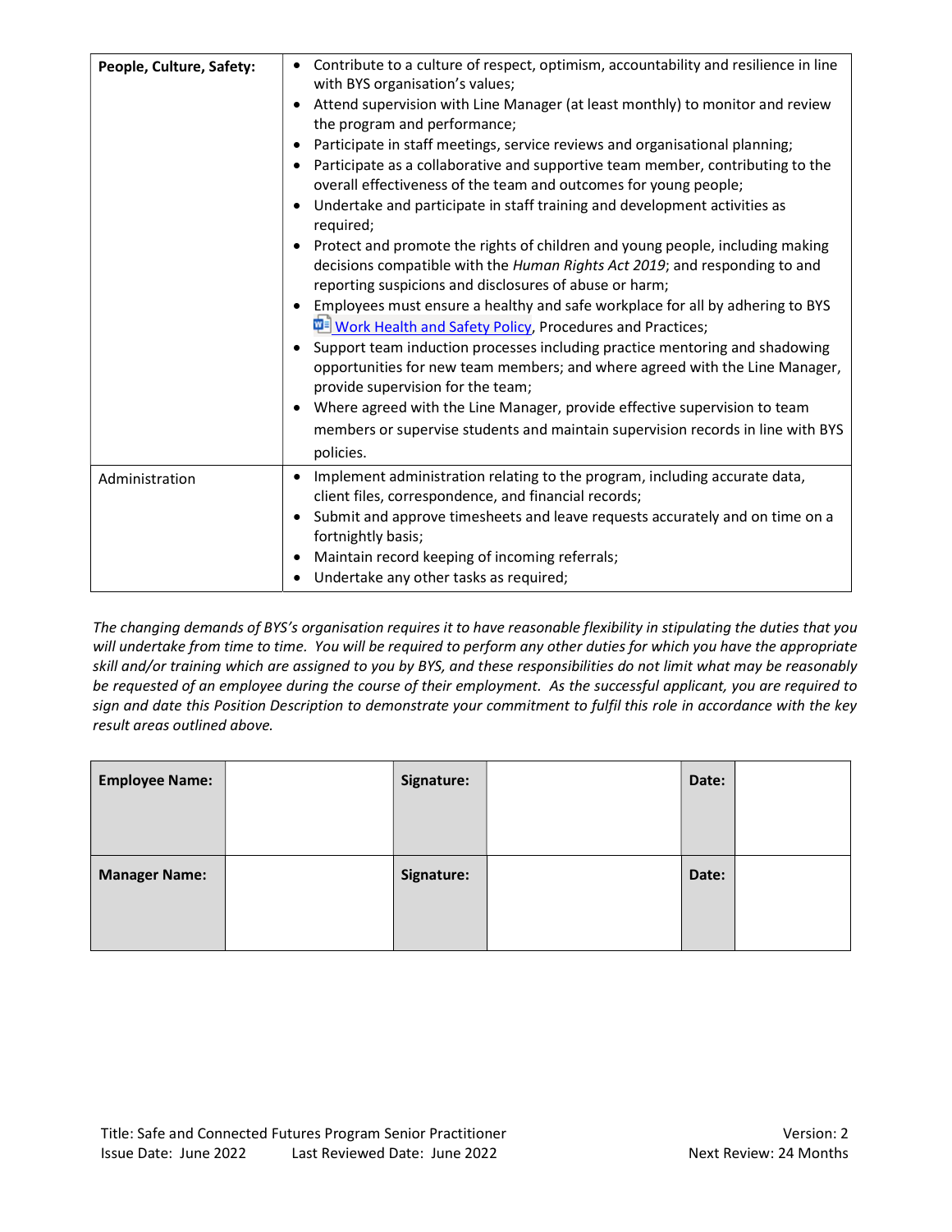| | |
|---|---|
| **People, Culture, Safety:** | • Contribute to a culture of respect, optimism, accountability and resilience in line with BYS organisation's values;<br>• Attend supervision with Line Manager (at least monthly) to monitor and review the program and performance;<br>• Participate in staff meetings, service reviews and organisational planning;<br>• Participate as a collaborative and supportive team member, contributing to the overall effectiveness of the team and outcomes for young people;<br>• Undertake and participate in staff training and development activities as required;<br>• Protect and promote the rights of children and young people, including making decisions compatible with the *Human Rights Act 2019*; and responding to and reporting suspicions and disclosures of abuse or harm;<br>• Employees must ensure a healthy and safe workplace for all by adhering to BYS Work Health and Safety Policy, Procedures and Practices;<br>• Support team induction processes including practice mentoring and shadowing opportunities for new team members; and where agreed with the Line Manager, provide supervision for the team;<br>• Where agreed with the Line Manager, provide effective supervision to team members or supervise students and maintain supervision records in line with BYS policies. |
| Administration | • Implement administration relating to the program, including accurate data, client files, correspondence, and financial records;<br>• Submit and approve timesheets and leave requests accurately and on time on a fortnightly basis;<br>• Maintain record keeping of incoming referrals;<br>• Undertake any other tasks as required; |

*The changing demands of BYS's organisation requires it to have reasonable flexibility in stipulating the duties that you will undertake from time to time. You will be required to perform any other duties for which you have the appropriate skill and/or training which are assigned to you by BYS, and these responsibilities do not limit what may be reasonably be requested of an employee during the course of their employment. As the successful applicant, you are required to sign and date this Position Description to demonstrate your commitment to fulfil this role in accordance with the key result areas outlined above.*

| | | | | | |
|---|---|---|---|---|---|
| **Employee Name:** | | **Signature:** | | **Date:** | |
| **Manager Name:** | | **Signature:** | | **Date:** | |

Title: Safe and Connected Futures Program Senior Practitioner
Version: 2
Issue Date: June 2022 Last Reviewed Date: June 2022
Next Review: 24 Months